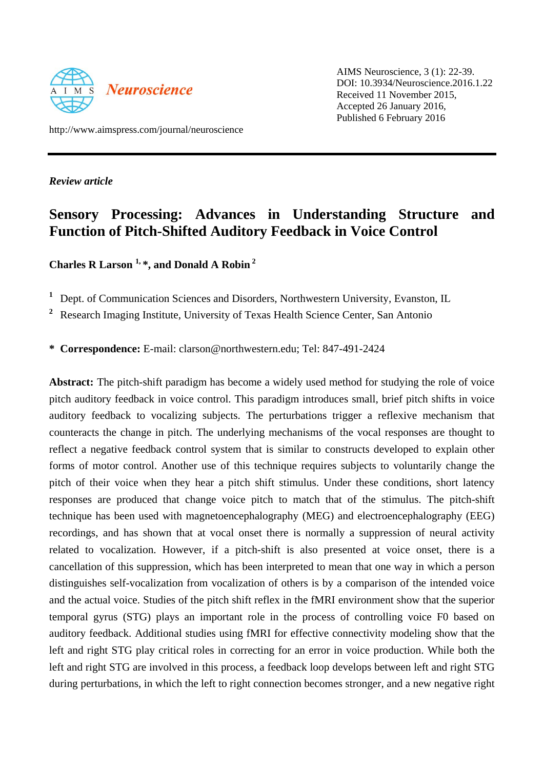AIMS Neuroscience, 3 (1): 22-39.
DOI: 10.3934/Neuroscience.2016.1.22
Received 11 November 2015,
Accepted 26 January 2016,
Published 6 February 2016

http://www.aimspress.com/journal/neuroscience

*Review article*

# Sensory Processing: Advances in Understanding Structure and Function of Pitch-Shifted Auditory Feedback in Voice Control

**Charles R Larson [1,*], and Donald A Robin [2]**

[1] Dept. of Communication Sciences and Disorders, Northwestern University, Evanston, IL

[2] Research Imaging Institute, University of Texas Health Science Center, San Antonio

* **Correspondence:** E-mail: clarson@northwestern.edu; Tel: 847-491-2424

**Abstract:** The pitch-shift paradigm has become a widely used method for studying the role of voice pitch auditory feedback in voice control. This paradigm introduces small, brief pitch shifts in voice auditory feedback to vocalizing subjects. The perturbations trigger a reflexive mechanism that counteracts the change in pitch. The underlying mechanisms of the vocal responses are thought to reflect a negative feedback control system that is similar to constructs developed to explain other forms of motor control. Another use of this technique requires subjects to voluntarily change the pitch of their voice when they hear a pitch shift stimulus. Under these conditions, short latency responses are produced that change voice pitch to match that of the stimulus. The pitch-shift technique has been used with magnetoencephalography (MEG) and electroencephalography (EEG) recordings, and has shown that at vocal onset there is normally a suppression of neural activity related to vocalization. However, if a pitch-shift is also presented at voice onset, there is a cancellation of this suppression, which has been interpreted to mean that one way in which a person distinguishes self-vocalization from vocalization of others is by a comparison of the intended voice and the actual voice. Studies of the pitch shift reflex in the fMRI environment show that the superior temporal gyrus (STG) plays an important role in the process of controlling voice F0 based on auditory feedback. Additional studies using fMRI for effective connectivity modeling show that the left and right STG play critical roles in correcting for an error in voice production. While both the left and right STG are involved in this process, a feedback loop develops between left and right STG during perturbations, in which the left to right connection becomes stronger, and a new negative right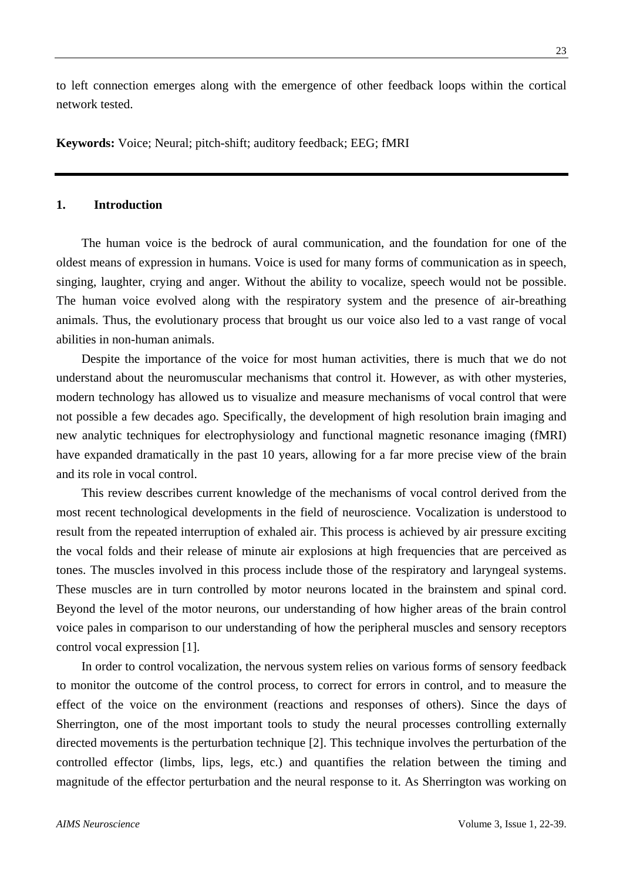to left connection emerges along with the emergence of other feedback loops within the cortical network tested.

**Keywords:** Voice; Neural; pitch-shift; auditory feedback; EEG; fMRI

## 1. Introduction

The human voice is the bedrock of aural communication, and the foundation for one of the oldest means of expression in humans. Voice is used for many forms of communication as in speech, singing, laughter, crying and anger. Without the ability to vocalize, speech would not be possible. The human voice evolved along with the respiratory system and the presence of air-breathing animals. Thus, the evolutionary process that brought us our voice also led to a vast range of vocal abilities in non-human animals.

Despite the importance of the voice for most human activities, there is much that we do not understand about the neuromuscular mechanisms that control it. However, as with other mysteries, modern technology has allowed us to visualize and measure mechanisms of vocal control that were not possible a few decades ago. Specifically, the development of high resolution brain imaging and new analytic techniques for electrophysiology and functional magnetic resonance imaging (fMRI) have expanded dramatically in the past 10 years, allowing for a far more precise view of the brain and its role in vocal control.

This review describes current knowledge of the mechanisms of vocal control derived from the most recent technological developments in the field of neuroscience. Vocalization is understood to result from the repeated interruption of exhaled air. This process is achieved by air pressure exciting the vocal folds and their release of minute air explosions at high frequencies that are perceived as tones. The muscles involved in this process include those of the respiratory and laryngeal systems. These muscles are in turn controlled by motor neurons located in the brainstem and spinal cord. Beyond the level of the motor neurons, our understanding of how higher areas of the brain control voice pales in comparison to our understanding of how the peripheral muscles and sensory receptors control vocal expression [1].

In order to control vocalization, the nervous system relies on various forms of sensory feedback to monitor the outcome of the control process, to correct for errors in control, and to measure the effect of the voice on the environment (reactions and responses of others). Since the days of Sherrington, one of the most important tools to study the neural processes controlling externally directed movements is the perturbation technique [2]. This technique involves the perturbation of the controlled effector (limbs, lips, legs, etc.) and quantifies the relation between the timing and magnitude of the effector perturbation and the neural response to it. As Sherrington was working on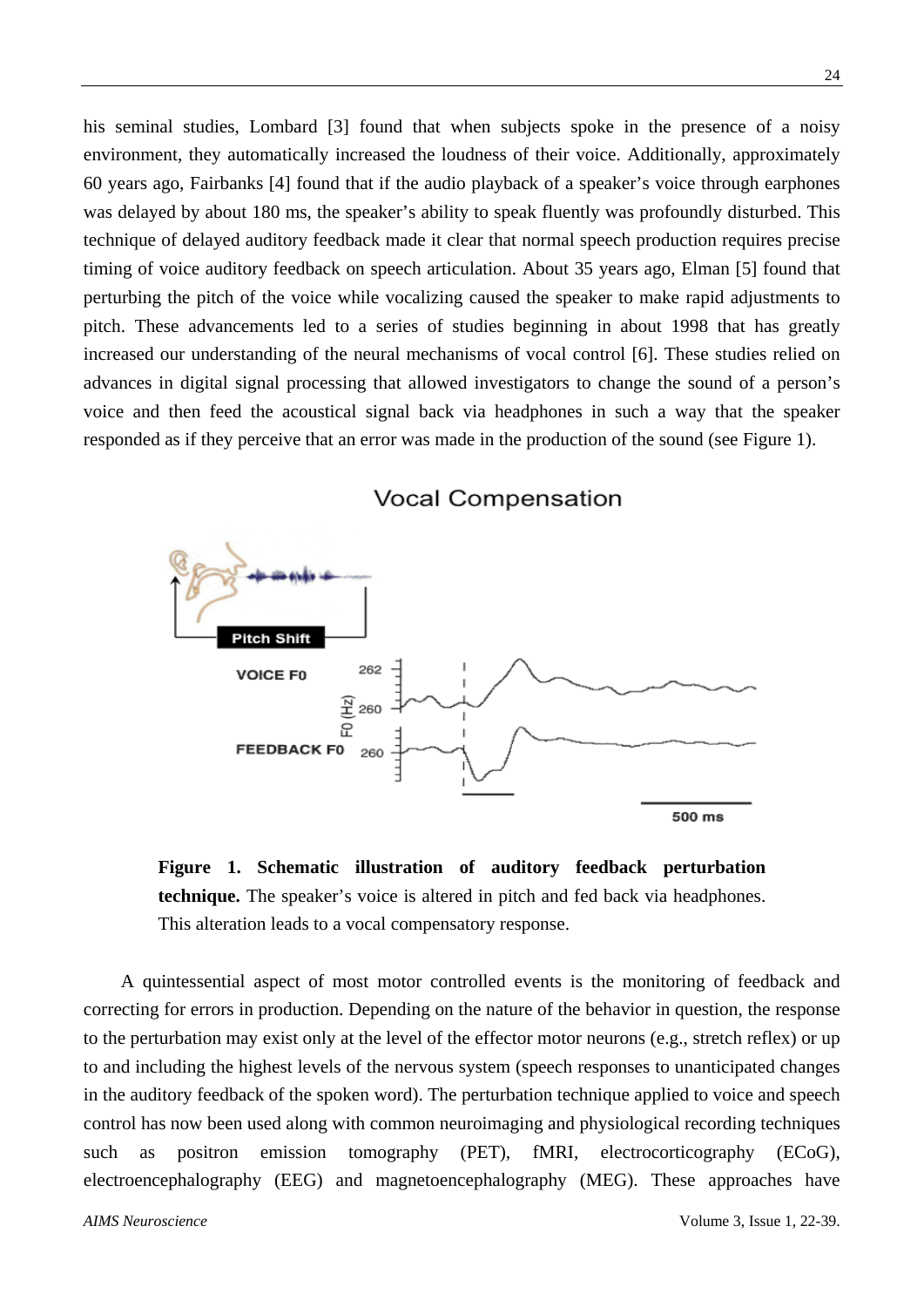his seminal studies, Lombard [3] found that when subjects spoke in the presence of a noisy environment, they automatically increased the loudness of their voice. Additionally, approximately 60 years ago, Fairbanks [4] found that if the audio playback of a speaker's voice through earphones was delayed by about 180 ms, the speaker's ability to speak fluently was profoundly disturbed. This technique of delayed auditory feedback made it clear that normal speech production requires precise timing of voice auditory feedback on speech articulation. About 35 years ago, Elman [5] found that perturbing the pitch of the voice while vocalizing caused the speaker to make rapid adjustments to pitch. These advancements led to a series of studies beginning in about 1998 that has greatly increased our understanding of the neural mechanisms of vocal control [6]. These studies relied on advances in digital signal processing that allowed investigators to change the sound of a person's voice and then feed the acoustical signal back via headphones in such a way that the speaker responded as if they perceive that an error was made in the production of the sound (see Figure 1).

**Figure 1. Schematic illustration of auditory feedback perturbation technique.** The speaker's voice is altered in pitch and fed back via headphones. This alteration leads to a vocal compensatory response.

A quintessential aspect of most motor controlled events is the monitoring of feedback and correcting for errors in production. Depending on the nature of the behavior in question, the response to the perturbation may exist only at the level of the effector motor neurons (e.g., stretch reflex) or up to and including the highest levels of the nervous system (speech responses to unanticipated changes in the auditory feedback of the spoken word). The perturbation technique applied to voice and speech control has now been used along with common neuroimaging and physiological recording techniques such as positron emission tomography (PET), fMRI, electrocorticography (ECoG), electroencephalography (EEG) and magnetoencephalography (MEG). These approaches have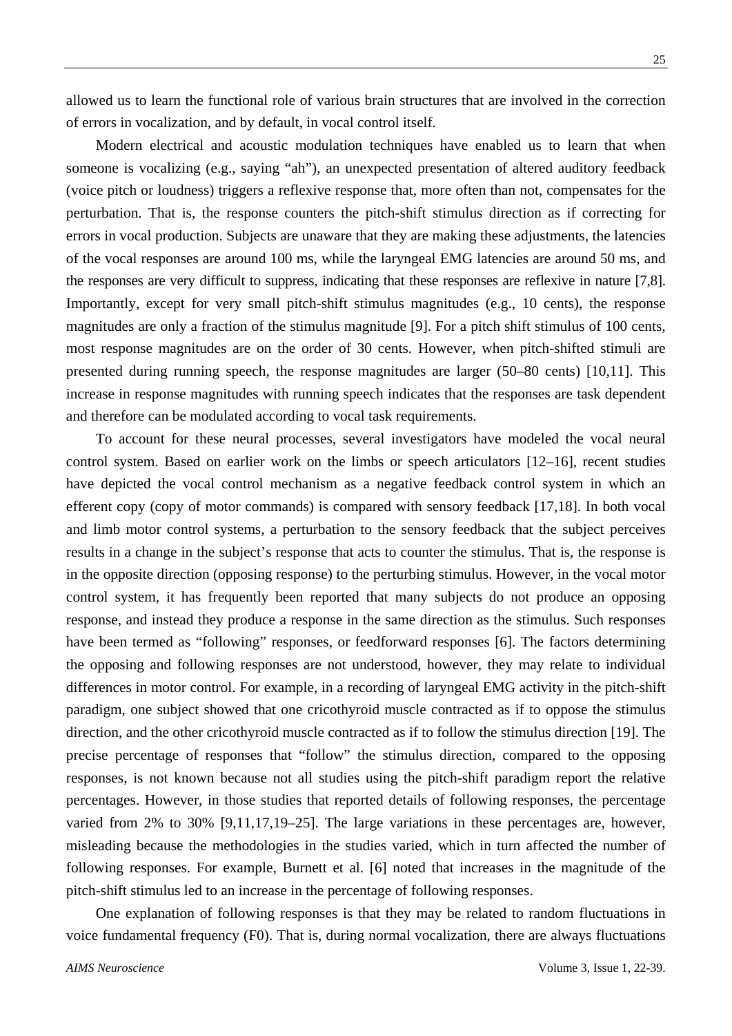allowed us to learn the functional role of various brain structures that are involved in the correction of errors in vocalization, and by default, in vocal control itself.

Modern electrical and acoustic modulation techniques have enabled us to learn that when someone is vocalizing (e.g., saying "ah"), an unexpected presentation of altered auditory feedback (voice pitch or loudness) triggers a reflexive response that, more often than not, compensates for the perturbation. That is, the response counters the pitch-shift stimulus direction as if correcting for errors in vocal production. Subjects are unaware that they are making these adjustments, the latencies of the vocal responses are around 100 ms, while the laryngeal EMG latencies are around 50 ms, and the responses are very difficult to suppress, indicating that these responses are reflexive in nature [7,8]. Importantly, except for very small pitch-shift stimulus magnitudes (e.g., 10 cents), the response magnitudes are only a fraction of the stimulus magnitude [9]. For a pitch shift stimulus of 100 cents, most response magnitudes are on the order of 30 cents. However, when pitch-shifted stimuli are presented during running speech, the response magnitudes are larger (50–80 cents) [10,11]. This increase in response magnitudes with running speech indicates that the responses are task dependent and therefore can be modulated according to vocal task requirements.

To account for these neural processes, several investigators have modeled the vocal neural control system. Based on earlier work on the limbs or speech articulators [12–16], recent studies have depicted the vocal control mechanism as a negative feedback control system in which an efferent copy (copy of motor commands) is compared with sensory feedback [17,18]. In both vocal and limb motor control systems, a perturbation to the sensory feedback that the subject perceives results in a change in the subject's response that acts to counter the stimulus. That is, the response is in the opposite direction (opposing response) to the perturbing stimulus. However, in the vocal motor control system, it has frequently been reported that many subjects do not produce an opposing response, and instead they produce a response in the same direction as the stimulus. Such responses have been termed as "following" responses, or feedforward responses [6]. The factors determining the opposing and following responses are not understood, however, they may relate to individual differences in motor control. For example, in a recording of laryngeal EMG activity in the pitch-shift paradigm, one subject showed that one cricothyroid muscle contracted as if to oppose the stimulus direction, and the other cricothyroid muscle contracted as if to follow the stimulus direction [19]. The precise percentage of responses that "follow" the stimulus direction, compared to the opposing responses, is not known because not all studies using the pitch-shift paradigm report the relative percentages. However, in those studies that reported details of following responses, the percentage varied from 2% to 30% [9,11,17,19–25]. The large variations in these percentages are, however, misleading because the methodologies in the studies varied, which in turn affected the number of following responses. For example, Burnett et al. [6] noted that increases in the magnitude of the pitch-shift stimulus led to an increase in the percentage of following responses.

One explanation of following responses is that they may be related to random fluctuations in voice fundamental frequency (F0). That is, during normal vocalization, there are always fluctuations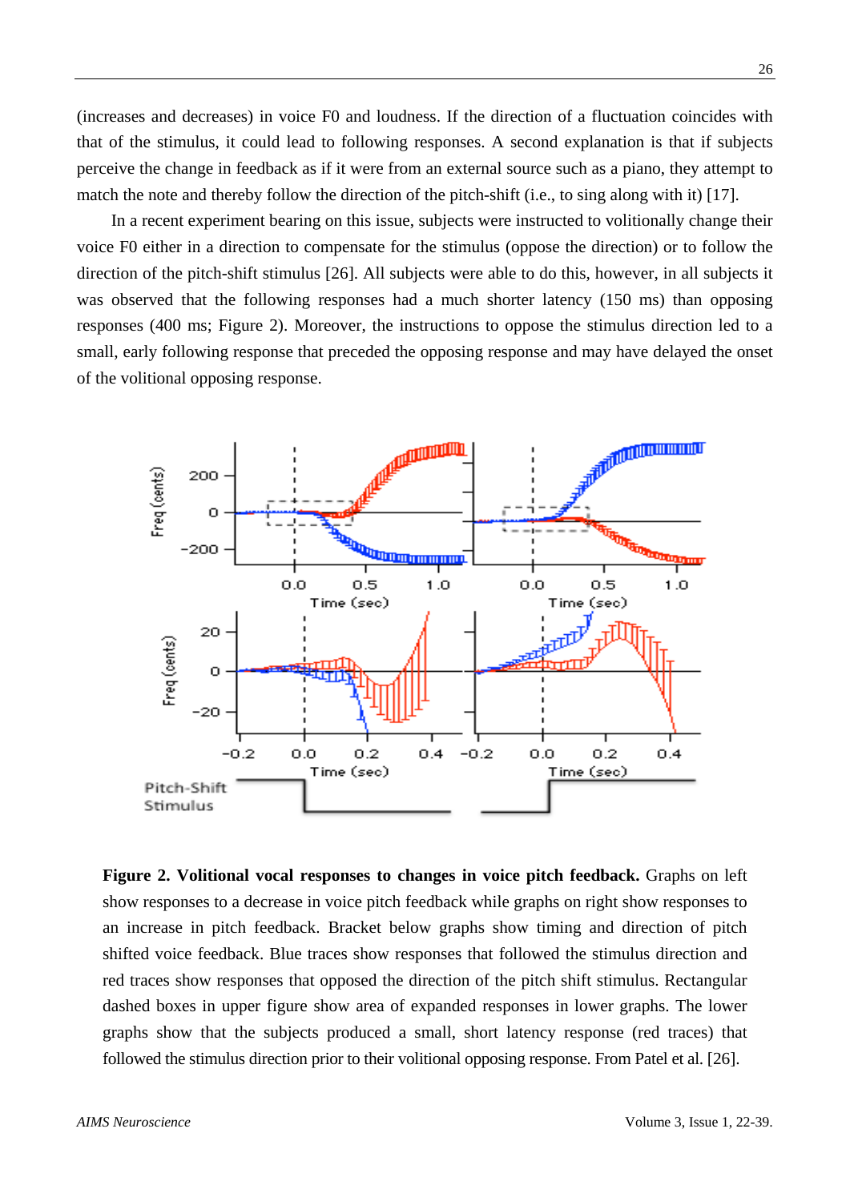(increases and decreases) in voice F0 and loudness. If the direction of a fluctuation coincides with that of the stimulus, it could lead to following responses. A second explanation is that if subjects perceive the change in feedback as if it were from an external source such as a piano, they attempt to match the note and thereby follow the direction of the pitch-shift (i.e., to sing along with it) [17].

In a recent experiment bearing on this issue, subjects were instructed to volitionally change their voice F0 either in a direction to compensate for the stimulus (oppose the direction) or to follow the direction of the pitch-shift stimulus [26]. All subjects were able to do this, however, in all subjects it was observed that the following responses had a much shorter latency (150 ms) than opposing responses (400 ms; Figure 2). Moreover, the instructions to oppose the stimulus direction led to a small, early following response that preceded the opposing response and may have delayed the onset of the volitional opposing response.

**Figure 2. Volitional vocal responses to changes in voice pitch feedback.** Graphs on left show responses to a decrease in voice pitch feedback while graphs on right show responses to an increase in pitch feedback. Bracket below graphs show timing and direction of pitch shifted voice feedback. Blue traces show responses that followed the stimulus direction and red traces show responses that opposed the direction of the pitch shift stimulus. Rectangular dashed boxes in upper figure show area of expanded responses in lower graphs. The lower graphs show that the subjects produced a small, short latency response (red traces) that followed the stimulus direction prior to their volitional opposing response. From Patel et al. [26].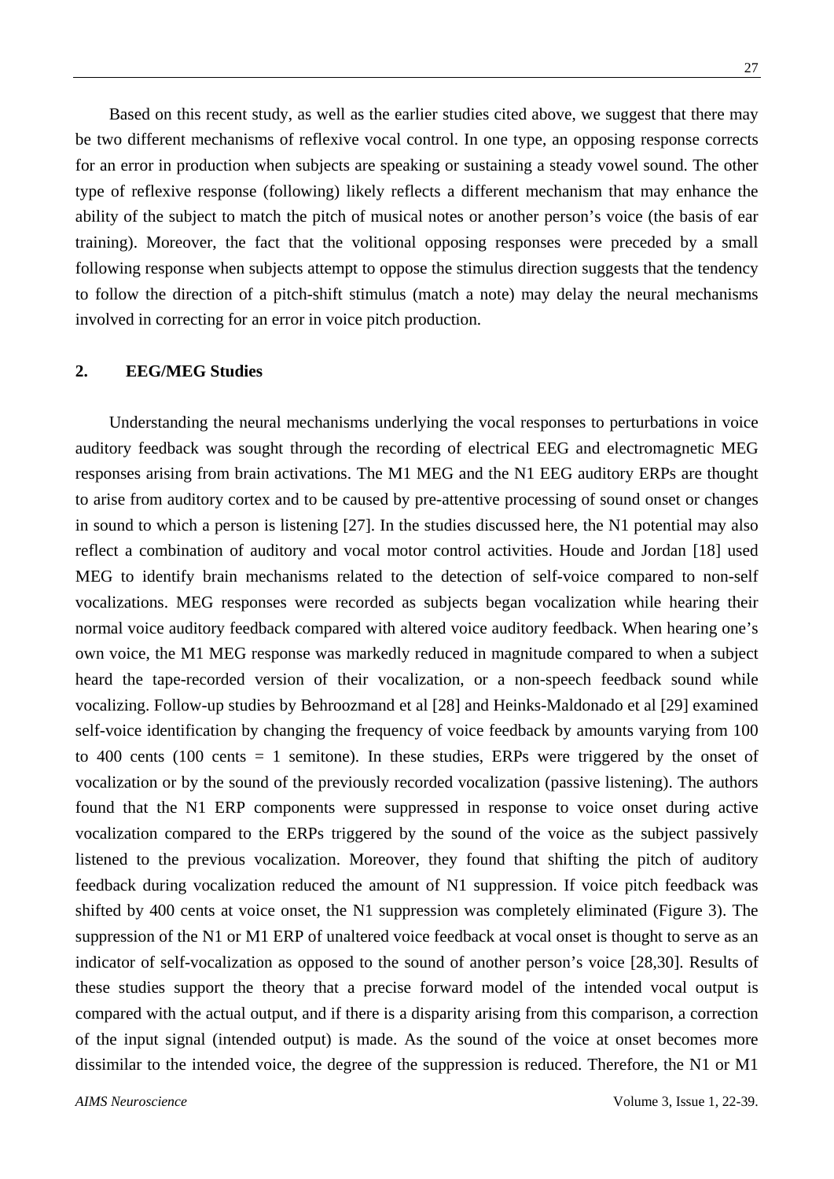Based on this recent study, as well as the earlier studies cited above, we suggest that there may be two different mechanisms of reflexive vocal control. In one type, an opposing response corrects for an error in production when subjects are speaking or sustaining a steady vowel sound. The other type of reflexive response (following) likely reflects a different mechanism that may enhance the ability of the subject to match the pitch of musical notes or another person's voice (the basis of ear training). Moreover, the fact that the volitional opposing responses were preceded by a small following response when subjects attempt to oppose the stimulus direction suggests that the tendency to follow the direction of a pitch-shift stimulus (match a note) may delay the neural mechanisms involved in correcting for an error in voice pitch production.

## 2. EEG/MEG Studies

Understanding the neural mechanisms underlying the vocal responses to perturbations in voice auditory feedback was sought through the recording of electrical EEG and electromagnetic MEG responses arising from brain activations. The M1 MEG and the N1 EEG auditory ERPs are thought to arise from auditory cortex and to be caused by pre-attentive processing of sound onset or changes in sound to which a person is listening [27]. In the studies discussed here, the N1 potential may also reflect a combination of auditory and vocal motor control activities. Houde and Jordan [18] used MEG to identify brain mechanisms related to the detection of self-voice compared to non-self vocalizations. MEG responses were recorded as subjects began vocalization while hearing their normal voice auditory feedback compared with altered voice auditory feedback. When hearing one's own voice, the M1 MEG response was markedly reduced in magnitude compared to when a subject heard the tape-recorded version of their vocalization, or a non-speech feedback sound while vocalizing. Follow-up studies by Behroozmand et al [28] and Heinks-Maldonado et al [29] examined self-voice identification by changing the frequency of voice feedback by amounts varying from 100 to 400 cents (100 cents = 1 semitone). In these studies, ERPs were triggered by the onset of vocalization or by the sound of the previously recorded vocalization (passive listening). The authors found that the N1 ERP components were suppressed in response to voice onset during active vocalization compared to the ERPs triggered by the sound of the voice as the subject passively listened to the previous vocalization. Moreover, they found that shifting the pitch of auditory feedback during vocalization reduced the amount of N1 suppression. If voice pitch feedback was shifted by 400 cents at voice onset, the N1 suppression was completely eliminated (Figure 3). The suppression of the N1 or M1 ERP of unaltered voice feedback at vocal onset is thought to serve as an indicator of self-vocalization as opposed to the sound of another person's voice [28,30]. Results of these studies support the theory that a precise forward model of the intended vocal output is compared with the actual output, and if there is a disparity arising from this comparison, a correction of the input signal (intended output) is made. As the sound of the voice at onset becomes more dissimilar to the intended voice, the degree of the suppression is reduced. Therefore, the N1 or M1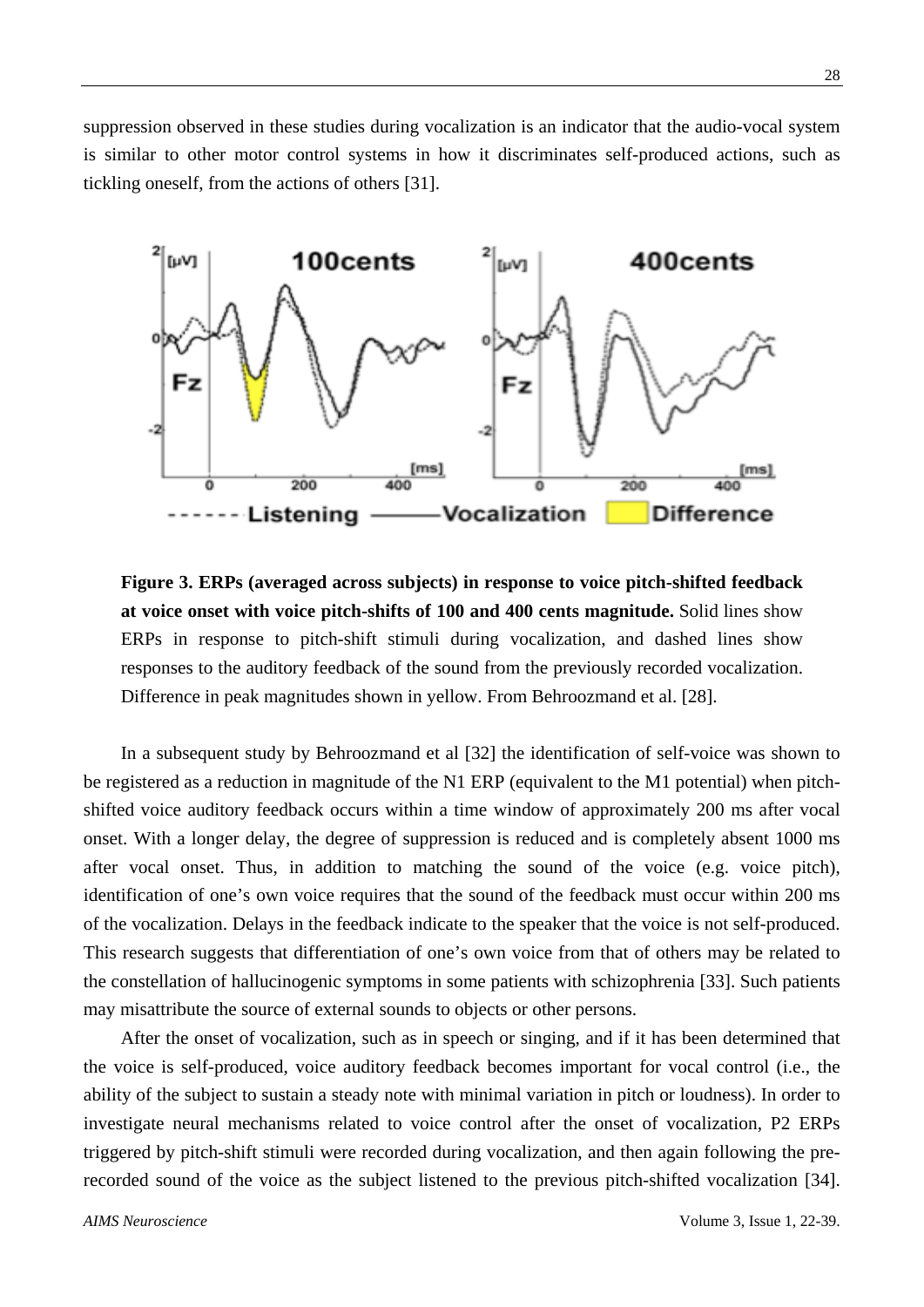suppression observed in these studies during vocalization is an indicator that the audio-vocal system is similar to other motor control systems in how it discriminates self-produced actions, such as tickling oneself, from the actions of others [31].

**Figure 3. ERPs (averaged across subjects) in response to voice pitch-shifted feedback at voice onset with voice pitch-shifts of 100 and 400 cents magnitude.** Solid lines show ERPs in response to pitch-shift stimuli during vocalization, and dashed lines show responses to the auditory feedback of the sound from the previously recorded vocalization. Difference in peak magnitudes shown in yellow. From Behroozmand et al. [28].

In a subsequent study by Behroozmand et al [32] the identification of self-voice was shown to be registered as a reduction in magnitude of the N1 ERP (equivalent to the M1 potential) when pitch-shifted voice auditory feedback occurs within a time window of approximately 200 ms after vocal onset. With a longer delay, the degree of suppression is reduced and is completely absent 1000 ms after vocal onset. Thus, in addition to matching the sound of the voice (e.g. voice pitch), identification of one's own voice requires that the sound of the feedback must occur within 200 ms of the vocalization. Delays in the feedback indicate to the speaker that the voice is not self-produced. This research suggests that differentiation of one's own voice from that of others may be related to the constellation of hallucinogenic symptoms in some patients with schizophrenia [33]. Such patients may misattribute the source of external sounds to objects or other persons.

After the onset of vocalization, such as in speech or singing, and if it has been determined that the voice is self-produced, voice auditory feedback becomes important for vocal control (i.e., the ability of the subject to sustain a steady note with minimal variation in pitch or loudness). In order to investigate neural mechanisms related to voice control after the onset of vocalization, P2 ERPs triggered by pitch-shift stimuli were recorded during vocalization, and then again following the pre-recorded sound of the voice as the subject listened to the previous pitch-shifted vocalization [34].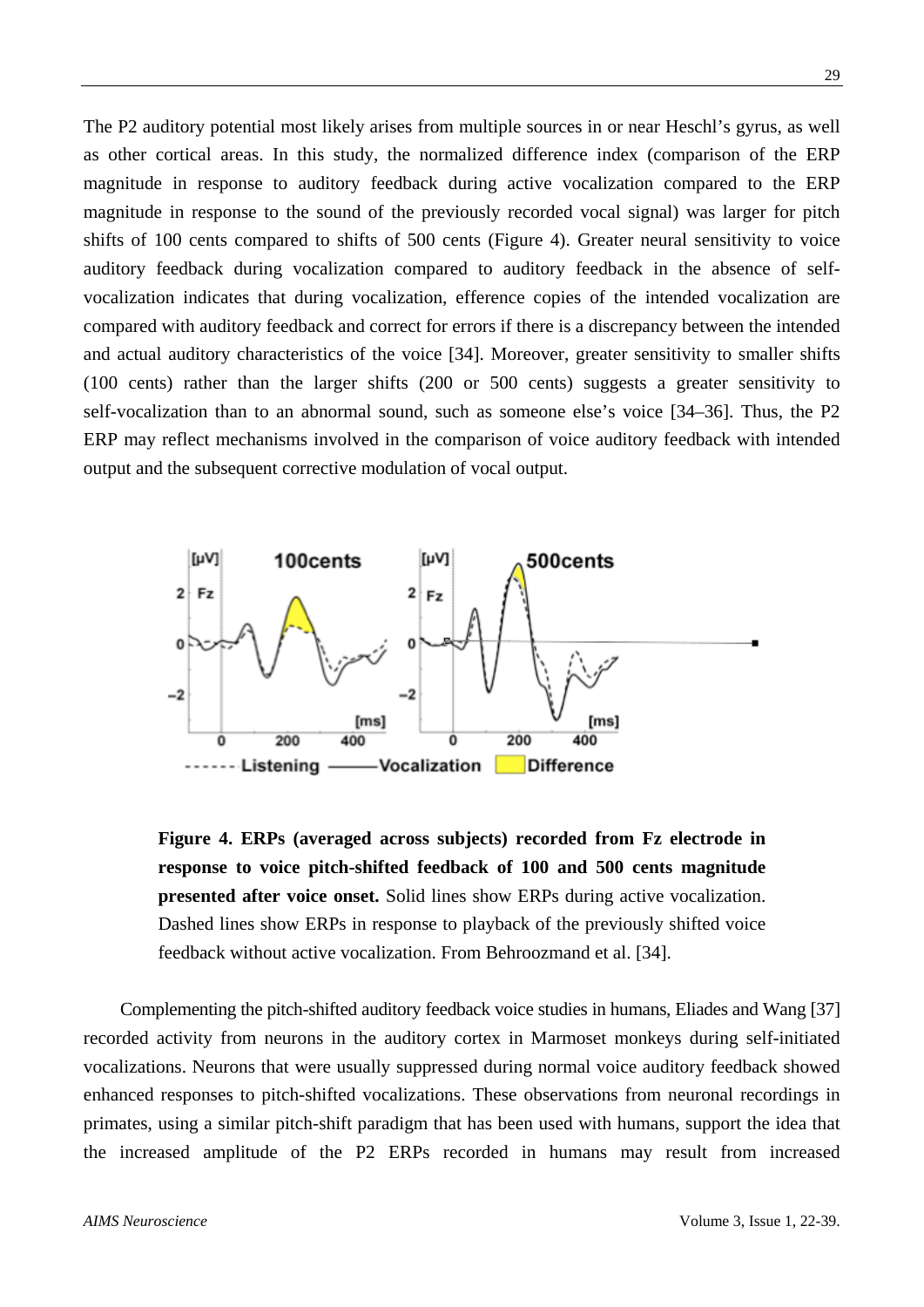The P2 auditory potential most likely arises from multiple sources in or near Heschl's gyrus, as well as other cortical areas. In this study, the normalized difference index (comparison of the ERP magnitude in response to auditory feedback during active vocalization compared to the ERP magnitude in response to the sound of the previously recorded vocal signal) was larger for pitch shifts of 100 cents compared to shifts of 500 cents (Figure 4). Greater neural sensitivity to voice auditory feedback during vocalization compared to auditory feedback in the absence of self-vocalization indicates that during vocalization, efference copies of the intended vocalization are compared with auditory feedback and correct for errors if there is a discrepancy between the intended and actual auditory characteristics of the voice [34]. Moreover, greater sensitivity to smaller shifts (100 cents) rather than the larger shifts (200 or 500 cents) suggests a greater sensitivity to self-vocalization than to an abnormal sound, such as someone else's voice [34–36]. Thus, the P2 ERP may reflect mechanisms involved in the comparison of voice auditory feedback with intended output and the subsequent corrective modulation of vocal output.

**Figure 4. ERPs (averaged across subjects) recorded from Fz electrode in response to voice pitch-shifted feedback of 100 and 500 cents magnitude presented after voice onset.** Solid lines show ERPs during active vocalization. Dashed lines show ERPs in response to playback of the previously shifted voice feedback without active vocalization. From Behroozmand et al. [34].

Complementing the pitch-shifted auditory feedback voice studies in humans, Eliades and Wang [37] recorded activity from neurons in the auditory cortex in Marmoset monkeys during self-initiated vocalizations. Neurons that were usually suppressed during normal voice auditory feedback showed enhanced responses to pitch-shifted vocalizations. These observations from neuronal recordings in primates, using a similar pitch-shift paradigm that has been used with humans, support the idea that the increased amplitude of the P2 ERPs recorded in humans may result from increased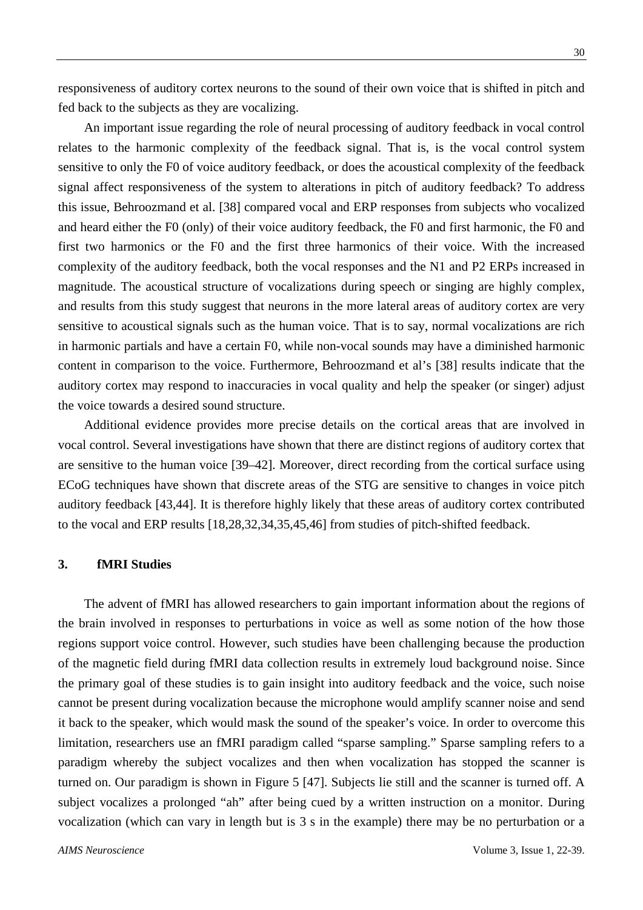responsiveness of auditory cortex neurons to the sound of their own voice that is shifted in pitch and fed back to the subjects as they are vocalizing.

An important issue regarding the role of neural processing of auditory feedback in vocal control relates to the harmonic complexity of the feedback signal. That is, is the vocal control system sensitive to only the F0 of voice auditory feedback, or does the acoustical complexity of the feedback signal affect responsiveness of the system to alterations in pitch of auditory feedback? To address this issue, Behroozmand et al. [38] compared vocal and ERP responses from subjects who vocalized and heard either the F0 (only) of their voice auditory feedback, the F0 and first harmonic, the F0 and first two harmonics or the F0 and the first three harmonics of their voice. With the increased complexity of the auditory feedback, both the vocal responses and the N1 and P2 ERPs increased in magnitude. The acoustical structure of vocalizations during speech or singing are highly complex, and results from this study suggest that neurons in the more lateral areas of auditory cortex are very sensitive to acoustical signals such as the human voice. That is to say, normal vocalizations are rich in harmonic partials and have a certain F0, while non-vocal sounds may have a diminished harmonic content in comparison to the voice. Furthermore, Behroozmand et al's [38] results indicate that the auditory cortex may respond to inaccuracies in vocal quality and help the speaker (or singer) adjust the voice towards a desired sound structure.

Additional evidence provides more precise details on the cortical areas that are involved in vocal control. Several investigations have shown that there are distinct regions of auditory cortex that are sensitive to the human voice [39–42]. Moreover, direct recording from the cortical surface using ECoG techniques have shown that discrete areas of the STG are sensitive to changes in voice pitch auditory feedback [43,44]. It is therefore highly likely that these areas of auditory cortex contributed to the vocal and ERP results [18,28,32,34,35,45,46] from studies of pitch-shifted feedback.

## 3. fMRI Studies

The advent of fMRI has allowed researchers to gain important information about the regions of the brain involved in responses to perturbations in voice as well as some notion of the how those regions support voice control. However, such studies have been challenging because the production of the magnetic field during fMRI data collection results in extremely loud background noise. Since the primary goal of these studies is to gain insight into auditory feedback and the voice, such noise cannot be present during vocalization because the microphone would amplify scanner noise and send it back to the speaker, which would mask the sound of the speaker's voice. In order to overcome this limitation, researchers use an fMRI paradigm called "sparse sampling." Sparse sampling refers to a paradigm whereby the subject vocalizes and then when vocalization has stopped the scanner is turned on. Our paradigm is shown in Figure 5 [47]. Subjects lie still and the scanner is turned off. A subject vocalizes a prolonged "ah" after being cued by a written instruction on a monitor. During vocalization (which can vary in length but is 3 s in the example) there may be no perturbation or a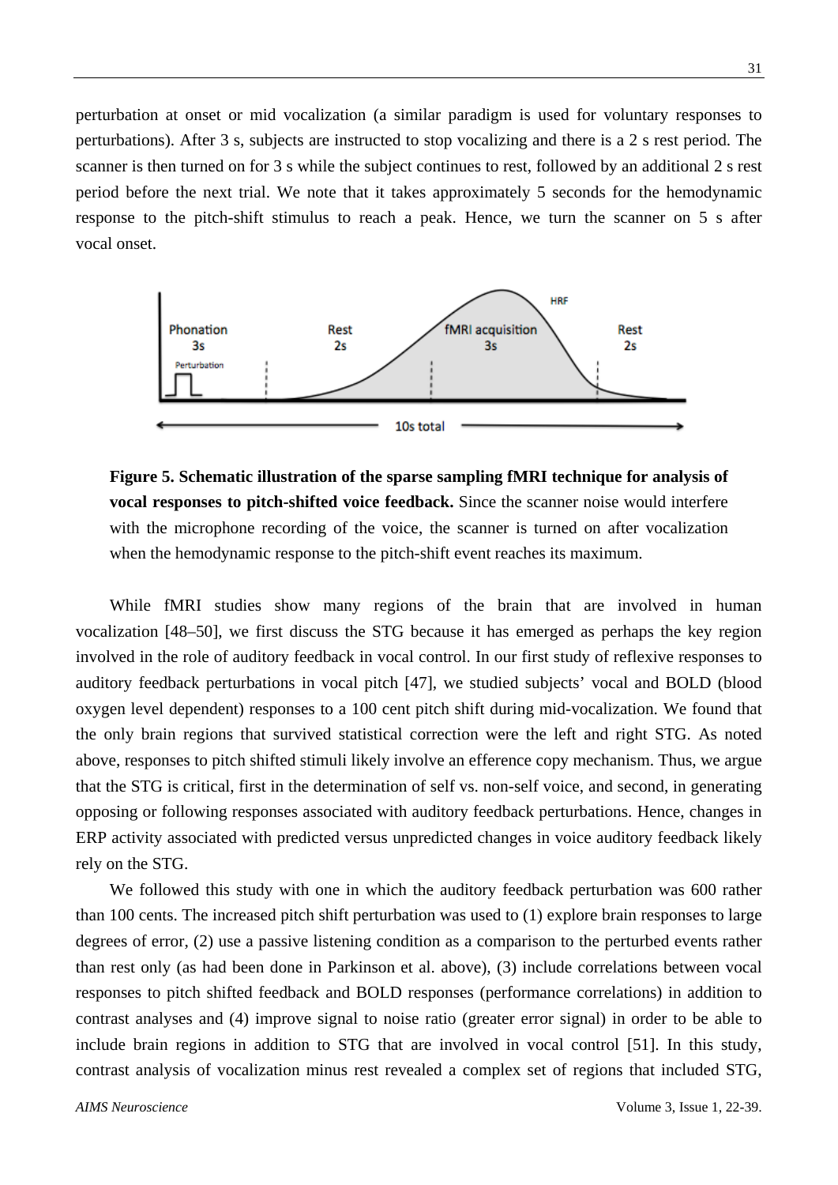perturbation at onset or mid vocalization (a similar paradigm is used for voluntary responses to perturbations). After 3 s, subjects are instructed to stop vocalizing and there is a 2 s rest period. The scanner is then turned on for 3 s while the subject continues to rest, followed by an additional 2 s rest period before the next trial. We note that it takes approximately 5 seconds for the hemodynamic response to the pitch-shift stimulus to reach a peak. Hence, we turn the scanner on 5 s after vocal onset.

**Figure 5. Schematic illustration of the sparse sampling fMRI technique for analysis of vocal responses to pitch-shifted voice feedback.** Since the scanner noise would interfere with the microphone recording of the voice, the scanner is turned on after vocalization when the hemodynamic response to the pitch-shift event reaches its maximum.

While fMRI studies show many regions of the brain that are involved in human vocalization [48–50], we first discuss the STG because it has emerged as perhaps the key region involved in the role of auditory feedback in vocal control. In our first study of reflexive responses to auditory feedback perturbations in vocal pitch [47], we studied subjects' vocal and BOLD (blood oxygen level dependent) responses to a 100 cent pitch shift during mid-vocalization. We found that the only brain regions that survived statistical correction were the left and right STG. As noted above, responses to pitch shifted stimuli likely involve an efference copy mechanism. Thus, we argue that the STG is critical, first in the determination of self vs. non-self voice, and second, in generating opposing or following responses associated with auditory feedback perturbations. Hence, changes in ERP activity associated with predicted versus unpredicted changes in voice auditory feedback likely rely on the STG.

We followed this study with one in which the auditory feedback perturbation was 600 rather than 100 cents. The increased pitch shift perturbation was used to (1) explore brain responses to large degrees of error, (2) use a passive listening condition as a comparison to the perturbed events rather than rest only (as had been done in Parkinson et al. above), (3) include correlations between vocal responses to pitch shifted feedback and BOLD responses (performance correlations) in addition to contrast analyses and (4) improve signal to noise ratio (greater error signal) in order to be able to include brain regions in addition to STG that are involved in vocal control [51]. In this study, contrast analysis of vocalization minus rest revealed a complex set of regions that included STG,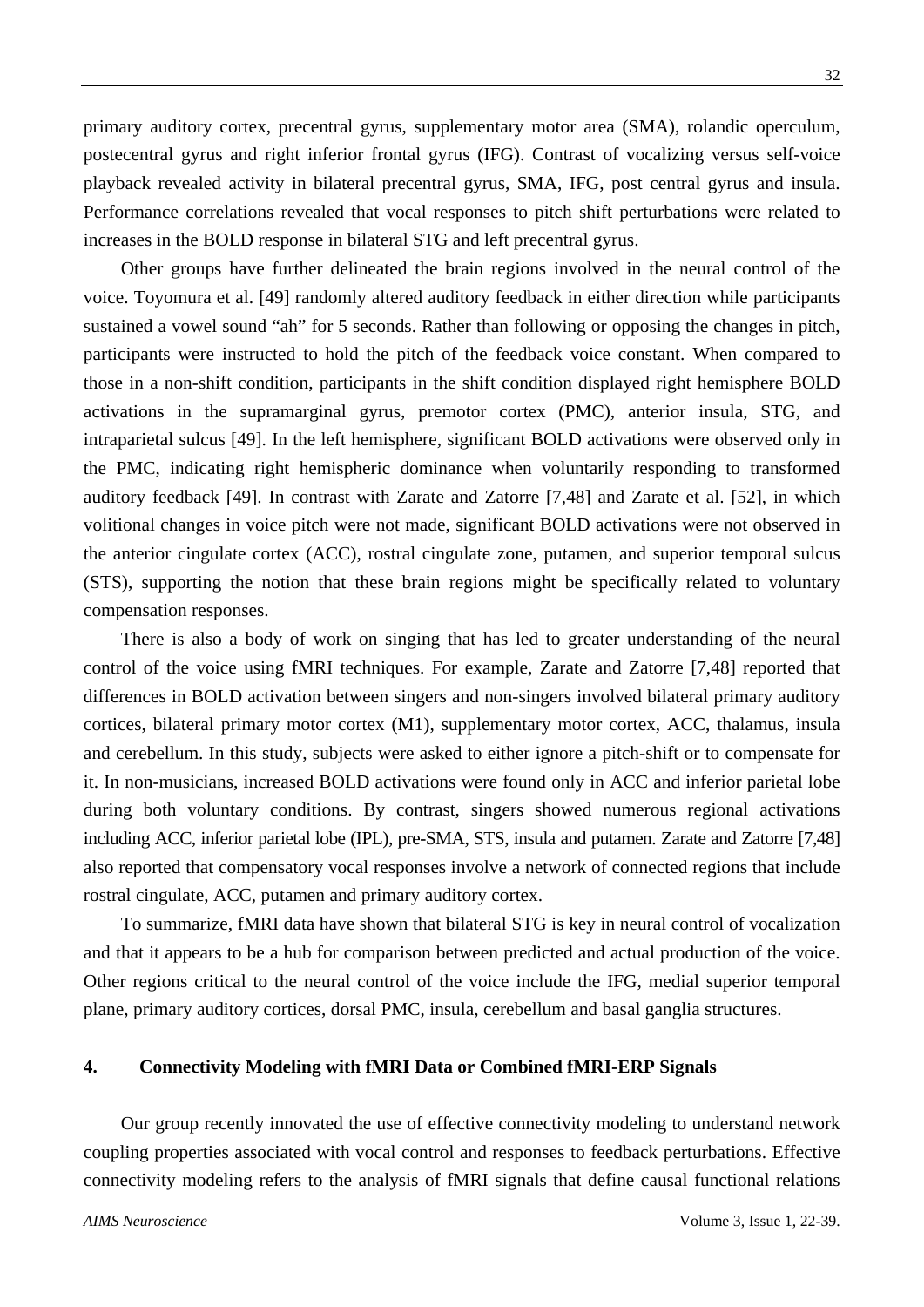primary auditory cortex, precentral gyrus, supplementary motor area (SMA), rolandic operculum, postecentral gyrus and right inferior frontal gyrus (IFG). Contrast of vocalizing versus self-voice playback revealed activity in bilateral precentral gyrus, SMA, IFG, post central gyrus and insula. Performance correlations revealed that vocal responses to pitch shift perturbations were related to increases in the BOLD response in bilateral STG and left precentral gyrus.

Other groups have further delineated the brain regions involved in the neural control of the voice. Toyomura et al. [49] randomly altered auditory feedback in either direction while participants sustained a vowel sound "ah" for 5 seconds. Rather than following or opposing the changes in pitch, participants were instructed to hold the pitch of the feedback voice constant. When compared to those in a non-shift condition, participants in the shift condition displayed right hemisphere BOLD activations in the supramarginal gyrus, premotor cortex (PMC), anterior insula, STG, and intraparietal sulcus [49]. In the left hemisphere, significant BOLD activations were observed only in the PMC, indicating right hemispheric dominance when voluntarily responding to transformed auditory feedback [49]. In contrast with Zarate and Zatorre [7,48] and Zarate et al. [52], in which volitional changes in voice pitch were not made, significant BOLD activations were not observed in the anterior cingulate cortex (ACC), rostral cingulate zone, putamen, and superior temporal sulcus (STS), supporting the notion that these brain regions might be specifically related to voluntary compensation responses.

There is also a body of work on singing that has led to greater understanding of the neural control of the voice using fMRI techniques. For example, Zarate and Zatorre [7,48] reported that differences in BOLD activation between singers and non-singers involved bilateral primary auditory cortices, bilateral primary motor cortex (M1), supplementary motor cortex, ACC, thalamus, insula and cerebellum. In this study, subjects were asked to either ignore a pitch-shift or to compensate for it. In non-musicians, increased BOLD activations were found only in ACC and inferior parietal lobe during both voluntary conditions. By contrast, singers showed numerous regional activations including ACC, inferior parietal lobe (IPL), pre-SMA, STS, insula and putamen. Zarate and Zatorre [7,48] also reported that compensatory vocal responses involve a network of connected regions that include rostral cingulate, ACC, putamen and primary auditory cortex.

To summarize, fMRI data have shown that bilateral STG is key in neural control of vocalization and that it appears to be a hub for comparison between predicted and actual production of the voice. Other regions critical to the neural control of the voice include the IFG, medial superior temporal plane, primary auditory cortices, dorsal PMC, insula, cerebellum and basal ganglia structures.

## 4. Connectivity Modeling with fMRI Data or Combined fMRI-ERP Signals

Our group recently innovated the use of effective connectivity modeling to understand network coupling properties associated with vocal control and responses to feedback perturbations. Effective connectivity modeling refers to the analysis of fMRI signals that define causal functional relations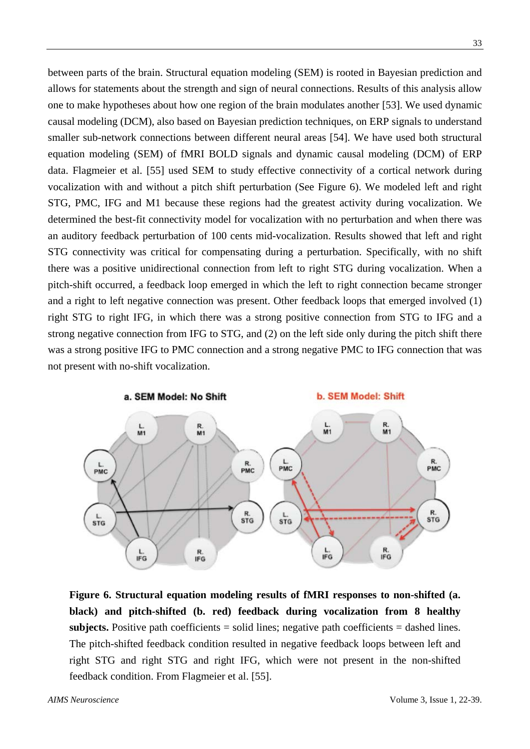between parts of the brain. Structural equation modeling (SEM) is rooted in Bayesian prediction and allows for statements about the strength and sign of neural connections. Results of this analysis allow one to make hypotheses about how one region of the brain modulates another [53]. We used dynamic causal modeling (DCM), also based on Bayesian prediction techniques, on ERP signals to understand smaller sub-network connections between different neural areas [54]. We have used both structural equation modeling (SEM) of fMRI BOLD signals and dynamic causal modeling (DCM) of ERP data. Flagmeier et al. [55] used SEM to study effective connectivity of a cortical network during vocalization with and without a pitch shift perturbation (See Figure 6). We modeled left and right STG, PMC, IFG and M1 because these regions had the greatest activity during vocalization. We determined the best-fit connectivity model for vocalization with no perturbation and when there was an auditory feedback perturbation of 100 cents mid-vocalization. Results showed that left and right STG connectivity was critical for compensating during a perturbation. Specifically, with no shift there was a positive unidirectional connection from left to right STG during vocalization. When a pitch-shift occurred, a feedback loop emerged in which the left to right connection became stronger and a right to left negative connection was present. Other feedback loops that emerged involved (1) right STG to right IFG, in which there was a strong positive connection from STG to IFG and a strong negative connection from IFG to STG, and (2) on the left side only during the pitch shift there was a strong positive IFG to PMC connection and a strong negative PMC to IFG connection that was not present with no-shift vocalization.

**Figure 6. Structural equation modeling results of fMRI responses to non-shifted (a. black) and pitch-shifted (b. red) feedback during vocalization from 8 healthy subjects.** Positive path coefficients = solid lines; negative path coefficients = dashed lines. The pitch-shifted feedback condition resulted in negative feedback loops between left and right STG and right STG and right IFG, which were not present in the non-shifted feedback condition. From Flagmeier et al. [55].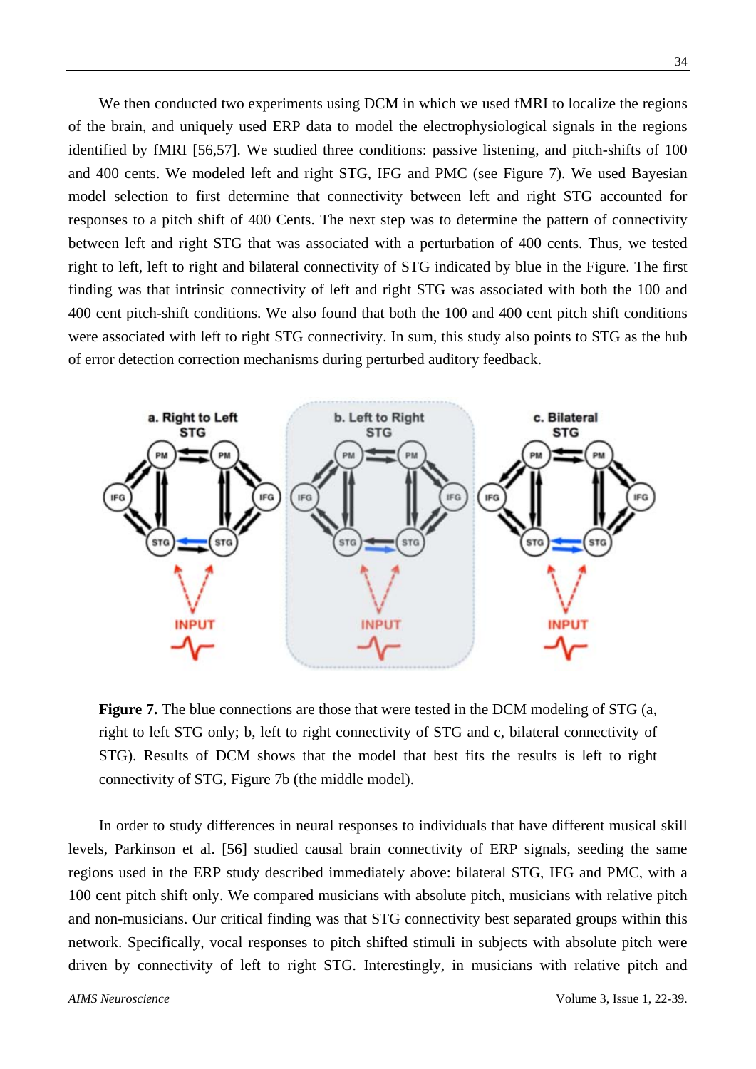We then conducted two experiments using DCM in which we used fMRI to localize the regions of the brain, and uniquely used ERP data to model the electrophysiological signals in the regions identified by fMRI [56,57]. We studied three conditions: passive listening, and pitch-shifts of 100 and 400 cents. We modeled left and right STG, IFG and PMC (see Figure 7). We used Bayesian model selection to first determine that connectivity between left and right STG accounted for responses to a pitch shift of 400 Cents. The next step was to determine the pattern of connectivity between left and right STG that was associated with a perturbation of 400 cents. Thus, we tested right to left, left to right and bilateral connectivity of STG indicated by blue in the Figure. The first finding was that intrinsic connectivity of left and right STG was associated with both the 100 and 400 cent pitch-shift conditions. We also found that both the 100 and 400 cent pitch shift conditions were associated with left to right STG connectivity. In sum, this study also points to STG as the hub of error detection correction mechanisms during perturbed auditory feedback.

**Figure 7.** The blue connections are those that were tested in the DCM modeling of STG (a, right to left STG only; b, left to right connectivity of STG and c, bilateral connectivity of STG). Results of DCM shows that the model that best fits the results is left to right connectivity of STG, Figure 7b (the middle model).

In order to study differences in neural responses to individuals that have different musical skill levels, Parkinson et al. [56] studied causal brain connectivity of ERP signals, seeding the same regions used in the ERP study described immediately above: bilateral STG, IFG and PMC, with a 100 cent pitch shift only. We compared musicians with absolute pitch, musicians with relative pitch and non-musicians. Our critical finding was that STG connectivity best separated groups within this network. Specifically, vocal responses to pitch shifted stimuli in subjects with absolute pitch were driven by connectivity of left to right STG. Interestingly, in musicians with relative pitch and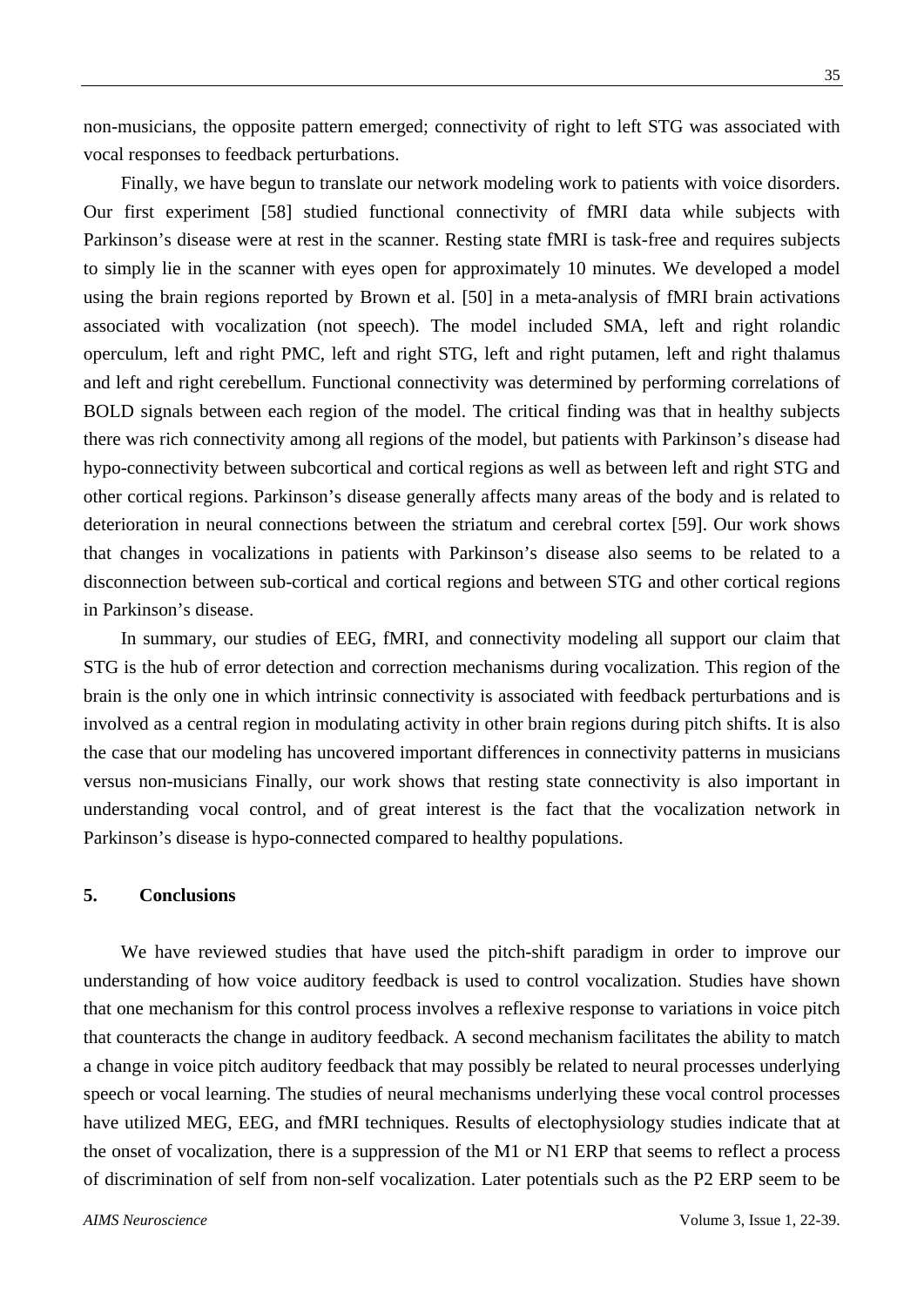non-musicians, the opposite pattern emerged; connectivity of right to left STG was associated with vocal responses to feedback perturbations.

Finally, we have begun to translate our network modeling work to patients with voice disorders. Our first experiment [58] studied functional connectivity of fMRI data while subjects with Parkinson's disease were at rest in the scanner. Resting state fMRI is task-free and requires subjects to simply lie in the scanner with eyes open for approximately 10 minutes. We developed a model using the brain regions reported by Brown et al. [50] in a meta-analysis of fMRI brain activations associated with vocalization (not speech). The model included SMA, left and right rolandic operculum, left and right PMC, left and right STG, left and right putamen, left and right thalamus and left and right cerebellum. Functional connectivity was determined by performing correlations of BOLD signals between each region of the model. The critical finding was that in healthy subjects there was rich connectivity among all regions of the model, but patients with Parkinson's disease had hypo-connectivity between subcortical and cortical regions as well as between left and right STG and other cortical regions. Parkinson's disease generally affects many areas of the body and is related to deterioration in neural connections between the striatum and cerebral cortex [59]. Our work shows that changes in vocalizations in patients with Parkinson's disease also seems to be related to a disconnection between sub-cortical and cortical regions and between STG and other cortical regions in Parkinson's disease.

In summary, our studies of EEG, fMRI, and connectivity modeling all support our claim that STG is the hub of error detection and correction mechanisms during vocalization. This region of the brain is the only one in which intrinsic connectivity is associated with feedback perturbations and is involved as a central region in modulating activity in other brain regions during pitch shifts. It is also the case that our modeling has uncovered important differences in connectivity patterns in musicians versus non-musicians Finally, our work shows that resting state connectivity is also important in understanding vocal control, and of great interest is the fact that the vocalization network in Parkinson's disease is hypo-connected compared to healthy populations.

## 5. Conclusions

We have reviewed studies that have used the pitch-shift paradigm in order to improve our understanding of how voice auditory feedback is used to control vocalization. Studies have shown that one mechanism for this control process involves a reflexive response to variations in voice pitch that counteracts the change in auditory feedback. A second mechanism facilitates the ability to match a change in voice pitch auditory feedback that may possibly be related to neural processes underlying speech or vocal learning. The studies of neural mechanisms underlying these vocal control processes have utilized MEG, EEG, and fMRI techniques. Results of electophysiology studies indicate that at the onset of vocalization, there is a suppression of the M1 or N1 ERP that seems to reflect a process of discrimination of self from non-self vocalization. Later potentials such as the P2 ERP seem to be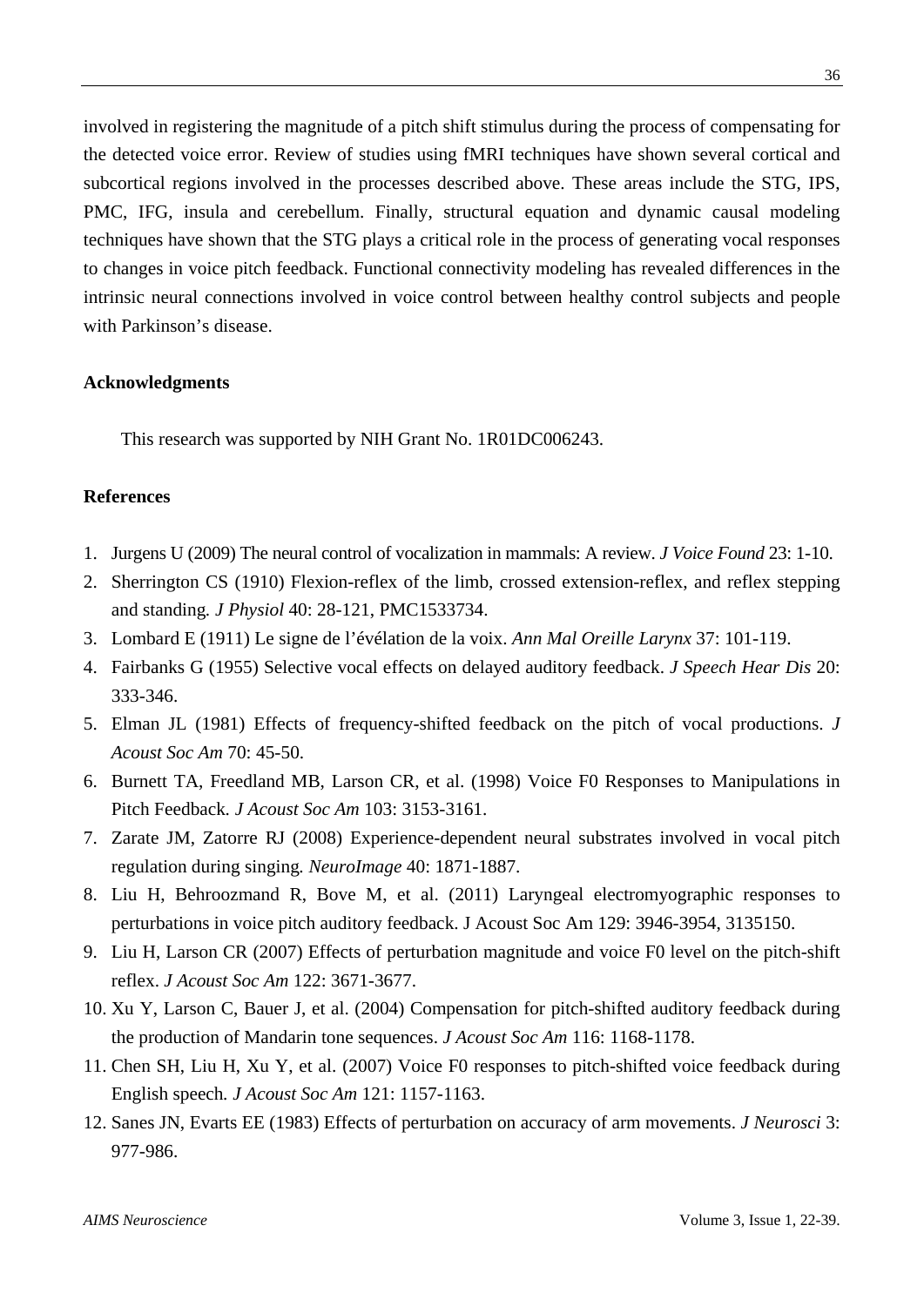involved in registering the magnitude of a pitch shift stimulus during the process of compensating for the detected voice error. Review of studies using fMRI techniques have shown several cortical and subcortical regions involved in the processes described above. These areas include the STG, IPS, PMC, IFG, insula and cerebellum. Finally, structural equation and dynamic causal modeling techniques have shown that the STG plays a critical role in the process of generating vocal responses to changes in voice pitch feedback. Functional connectivity modeling has revealed differences in the intrinsic neural connections involved in voice control between healthy control subjects and people with Parkinson's disease.

## Acknowledgments

This research was supported by NIH Grant No. 1R01DC006243.

## References

1. Jurgens U (2009) The neural control of vocalization in mammals: A review. *J Voice Found* 23: 1-10.
2. Sherrington CS (1910) Flexion-reflex of the limb, crossed extension-reflex, and reflex stepping and standing. *J Physiol* 40: 28-121, PMC1533734.
3. Lombard E (1911) Le signe de l'évélation de la voix. *Ann Mal Oreille Larynx* 37: 101-119.
4. Fairbanks G (1955) Selective vocal effects on delayed auditory feedback. *J Speech Hear Dis* 20: 333-346.
5. Elman JL (1981) Effects of frequency-shifted feedback on the pitch of vocal productions. *J Acoust Soc Am* 70: 45-50.
6. Burnett TA, Freedland MB, Larson CR, et al. (1998) Voice F0 Responses to Manipulations in Pitch Feedback. *J Acoust Soc Am* 103: 3153-3161.
7. Zarate JM, Zatorre RJ (2008) Experience-dependent neural substrates involved in vocal pitch regulation during singing. *NeuroImage* 40: 1871-1887.
8. Liu H, Behroozmand R, Bove M, et al. (2011) Laryngeal electromyographic responses to perturbations in voice pitch auditory feedback. J Acoust Soc Am 129: 3946-3954, 3135150.
9. Liu H, Larson CR (2007) Effects of perturbation magnitude and voice F0 level on the pitch-shift reflex. *J Acoust Soc Am* 122: 3671-3677.
10. Xu Y, Larson C, Bauer J, et al. (2004) Compensation for pitch-shifted auditory feedback during the production of Mandarin tone sequences. *J Acoust Soc Am* 116: 1168-1178.
11. Chen SH, Liu H, Xu Y, et al. (2007) Voice F0 responses to pitch-shifted voice feedback during English speech. *J Acoust Soc Am* 121: 1157-1163.
12. Sanes JN, Evarts EE (1983) Effects of perturbation on accuracy of arm movements. *J Neurosci* 3: 977-986.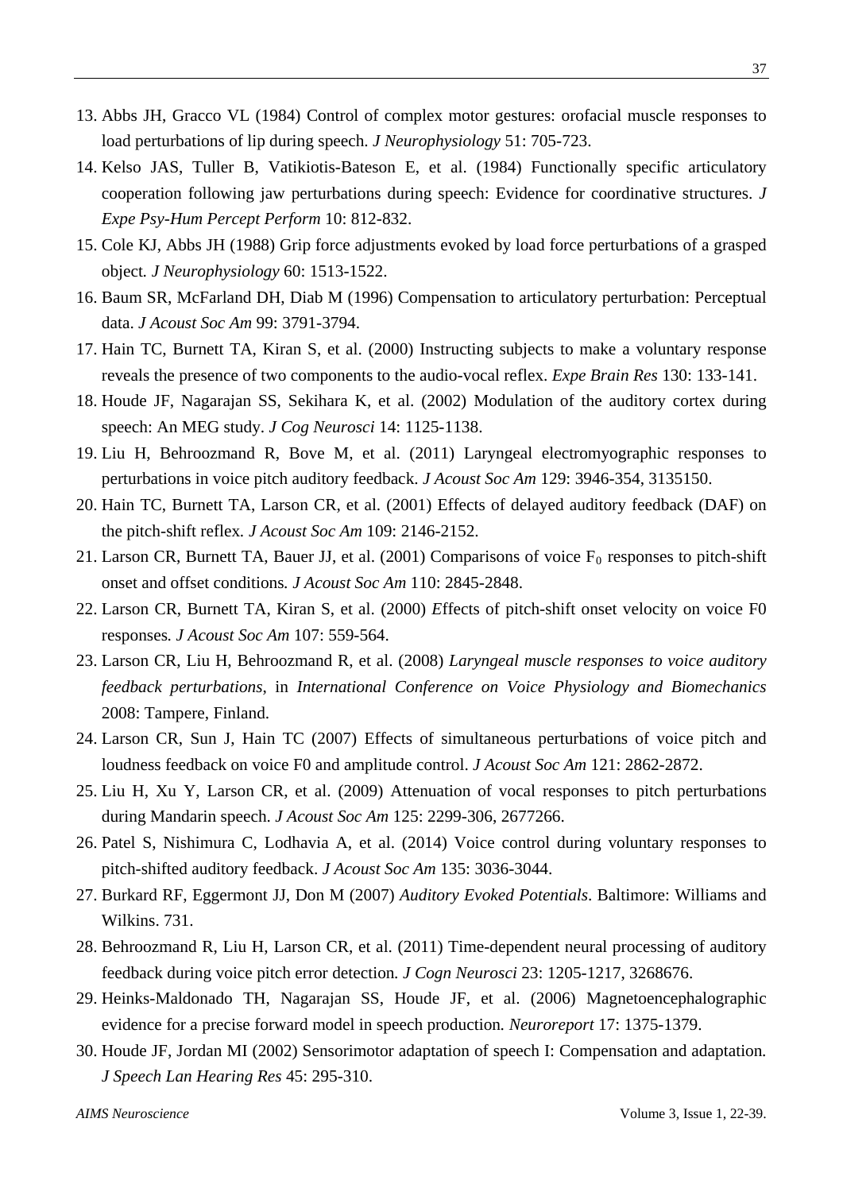13. Abbs JH, Gracco VL (1984) Control of complex motor gestures: orofacial muscle responses to load perturbations of lip during speech. *J Neurophysiology* 51: 705-723.
14. Kelso JAS, Tuller B, Vatikiotis-Bateson E, et al. (1984) Functionally specific articulatory cooperation following jaw perturbations during speech: Evidence for coordinative structures. *J Expe Psy-Hum Percept Perform* 10: 812-832.
15. Cole KJ, Abbs JH (1988) Grip force adjustments evoked by load force perturbations of a grasped object. *J Neurophysiology* 60: 1513-1522.
16. Baum SR, McFarland DH, Diab M (1996) Compensation to articulatory perturbation: Perceptual data. *J Acoust Soc Am* 99: 3791-3794.
17. Hain TC, Burnett TA, Kiran S, et al. (2000) Instructing subjects to make a voluntary response reveals the presence of two components to the audio-vocal reflex. *Expe Brain Res* 130: 133-141.
18. Houde JF, Nagarajan SS, Sekihara K, et al. (2002) Modulation of the auditory cortex during speech: An MEG study. *J Cog Neurosci* 14: 1125-1138.
19. Liu H, Behroozmand R, Bove M, et al. (2011) Laryngeal electromyographic responses to perturbations in voice pitch auditory feedback. *J Acoust Soc Am* 129: 3946-354, 3135150.
20. Hain TC, Burnett TA, Larson CR, et al. (2001) Effects of delayed auditory feedback (DAF) on the pitch-shift reflex. *J Acoust Soc Am* 109: 2146-2152.
21. Larson CR, Burnett TA, Bauer JJ, et al. (2001) Comparisons of voice $F_0$ responses to pitch-shift onset and offset conditions. *J Acoust Soc Am* 110: 2845-2848.
22. Larson CR, Burnett TA, Kiran S, et al. (2000) Effects of pitch-shift onset velocity on voice F0 responses. *J Acoust Soc Am* 107: 559-564.
23. Larson CR, Liu H, Behroozmand R, et al. (2008) *Laryngeal muscle responses to voice auditory feedback perturbations*, in *International Conference on Voice Physiology and Biomechanics* 2008: Tampere, Finland.
24. Larson CR, Sun J, Hain TC (2007) Effects of simultaneous perturbations of voice pitch and loudness feedback on voice F0 and amplitude control. *J Acoust Soc Am* 121: 2862-2872.
25. Liu H, Xu Y, Larson CR, et al. (2009) Attenuation of vocal responses to pitch perturbations during Mandarin speech. *J Acoust Soc Am* 125: 2299-306, 2677266.
26. Patel S, Nishimura C, Lodhavia A, et al. (2014) Voice control during voluntary responses to pitch-shifted auditory feedback. *J Acoust Soc Am* 135: 3036-3044.
27. Burkard RF, Eggermont JJ, Don M (2007) *Auditory Evoked Potentials*. Baltimore: Williams and Wilkins. 731.
28. Behroozmand R, Liu H, Larson CR, et al. (2011) Time-dependent neural processing of auditory feedback during voice pitch error detection. *J Cogn Neurosci* 23: 1205-1217, 3268676.
29. Heinks-Maldonado TH, Nagarajan SS, Houde JF, et al. (2006) Magnetoencephalographic evidence for a precise forward model in speech production. *Neuroreport* 17: 1375-1379.
30. Houde JF, Jordan MI (2002) Sensorimotor adaptation of speech I: Compensation and adaptation. *J Speech Lan Hearing Res* 45: 295-310.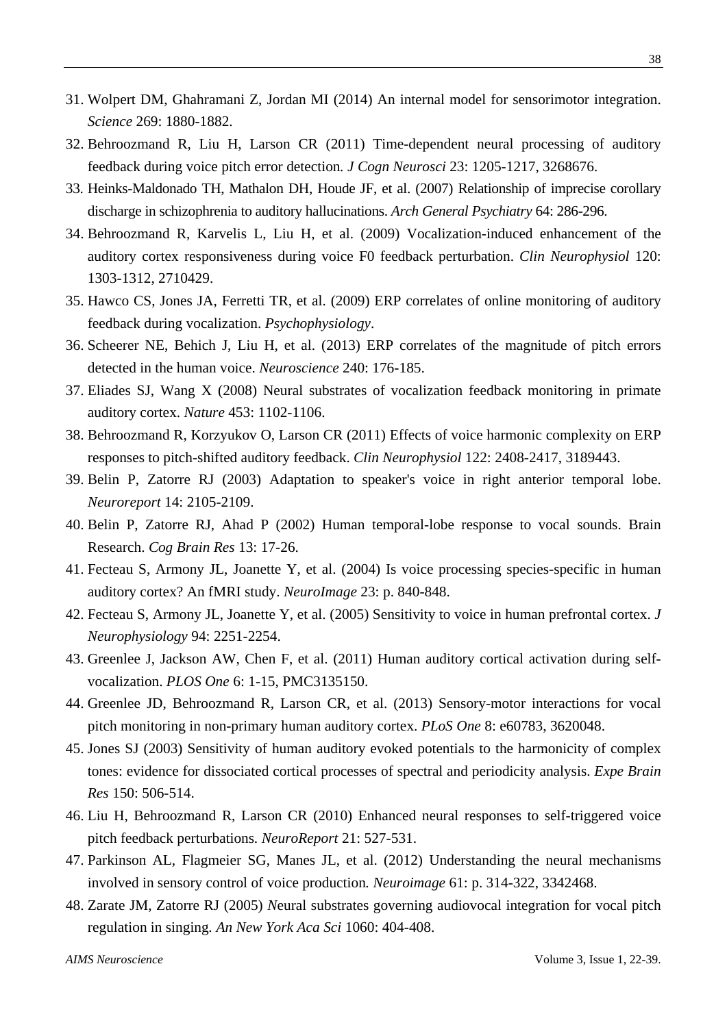31. Wolpert DM, Ghahramani Z, Jordan MI (2014) An internal model for sensorimotor integration. *Science* 269: 1880-1882.
32. Behroozmand R, Liu H, Larson CR (2011) Time-dependent neural processing of auditory feedback during voice pitch error detection. *J Cogn Neurosci* 23: 1205-1217, 3268676.
33. Heinks-Maldonado TH, Mathalon DH, Houde JF, et al. (2007) Relationship of imprecise corollary discharge in schizophrenia to auditory hallucinations. *Arch General Psychiatry* 64: 286-296.
34. Behroozmand R, Karvelis L, Liu H, et al. (2009) Vocalization-induced enhancement of the auditory cortex responsiveness during voice F0 feedback perturbation. *Clin Neurophysiol* 120: 1303-1312, 2710429.
35. Hawco CS, Jones JA, Ferretti TR, et al. (2009) ERP correlates of online monitoring of auditory feedback during vocalization. *Psychophysiology*.
36. Scheerer NE, Behich J, Liu H, et al. (2013) ERP correlates of the magnitude of pitch errors detected in the human voice. *Neuroscience* 240: 176-185.
37. Eliades SJ, Wang X (2008) Neural substrates of vocalization feedback monitoring in primate auditory cortex. *Nature* 453: 1102-1106.
38. Behroozmand R, Korzyukov O, Larson CR (2011) Effects of voice harmonic complexity on ERP responses to pitch-shifted auditory feedback. *Clin Neurophysiol* 122: 2408-2417, 3189443.
39. Belin P, Zatorre RJ (2003) Adaptation to speaker's voice in right anterior temporal lobe. *Neuroreport* 14: 2105-2109.
40. Belin P, Zatorre RJ, Ahad P (2002) Human temporal-lobe response to vocal sounds. Brain Research. *Cog Brain Res* 13: 17-26.
41. Fecteau S, Armony JL, Joanette Y, et al. (2004) Is voice processing species-specific in human auditory cortex? An fMRI study. *NeuroImage* 23: p. 840-848.
42. Fecteau S, Armony JL, Joanette Y, et al. (2005) Sensitivity to voice in human prefrontal cortex. *J Neurophysiology* 94: 2251-2254.
43. Greenlee J, Jackson AW, Chen F, et al. (2011) Human auditory cortical activation during self-vocalization. *PLOS One* 6: 1-15, PMC3135150.
44. Greenlee JD, Behroozmand R, Larson CR, et al. (2013) Sensory-motor interactions for vocal pitch monitoring in non-primary human auditory cortex. *PLoS One* 8: e60783, 3620048.
45. Jones SJ (2003) Sensitivity of human auditory evoked potentials to the harmonicity of complex tones: evidence for dissociated cortical processes of spectral and periodicity analysis. *Expe Brain Res* 150: 506-514.
46. Liu H, Behroozmand R, Larson CR (2010) Enhanced neural responses to self-triggered voice pitch feedback perturbations. *NeuroReport* 21: 527-531.
47. Parkinson AL, Flagmeier SG, Manes JL, et al. (2012) Understanding the neural mechanisms involved in sensory control of voice production. *Neuroimage* 61: p. 314-322, 3342468.
48. Zarate JM, Zatorre RJ (2005) *N*eural substrates governing audiovocal integration for vocal pitch regulation in singing. *An New York Aca Sci* 1060: 404-408.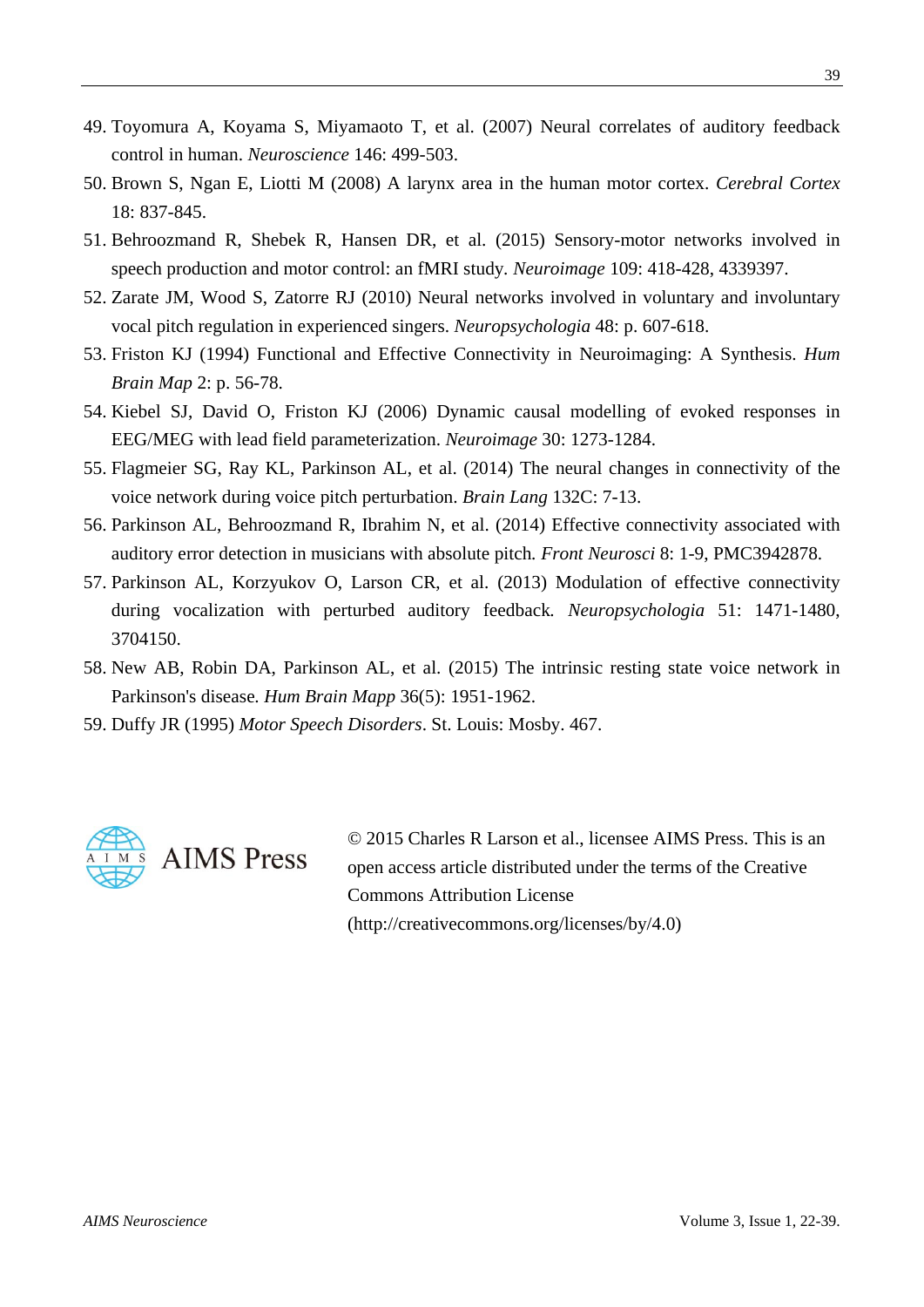49. Toyomura A, Koyama S, Miyamaoto T, et al. (2007) Neural correlates of auditory feedback control in human. *Neuroscience* 146: 499-503.
50. Brown S, Ngan E, Liotti M (2008) A larynx area in the human motor cortex. *Cerebral Cortex* 18: 837-845.
51. Behroozmand R, Shebek R, Hansen DR, et al. (2015) Sensory-motor networks involved in speech production and motor control: an fMRI study. *Neuroimage* 109: 418-428, 4339397.
52. Zarate JM, Wood S, Zatorre RJ (2010) Neural networks involved in voluntary and involuntary vocal pitch regulation in experienced singers. *Neuropsychologia* 48: p. 607-618.
53. Friston KJ (1994) Functional and Effective Connectivity in Neuroimaging: A Synthesis. *Hum Brain Map* 2: p. 56-78.
54. Kiebel SJ, David O, Friston KJ (2006) Dynamic causal modelling of evoked responses in EEG/MEG with lead field parameterization. *Neuroimage* 30: 1273-1284.
55. Flagmeier SG, Ray KL, Parkinson AL, et al. (2014) The neural changes in connectivity of the voice network during voice pitch perturbation. *Brain Lang* 132C: 7-13.
56. Parkinson AL, Behroozmand R, Ibrahim N, et al. (2014) Effective connectivity associated with auditory error detection in musicians with absolute pitch. *Front Neurosci* 8: 1-9, PMC3942878.
57. Parkinson AL, Korzyukov O, Larson CR, et al. (2013) Modulation of effective connectivity during vocalization with perturbed auditory feedback. *Neuropsychologia* 51: 1471-1480, 3704150.
58. New AB, Robin DA, Parkinson AL, et al. (2015) The intrinsic resting state voice network in Parkinson's disease. *Hum Brain Mapp* 36(5): 1951-1962.
59. Duffy JR (1995) *Motor Speech Disorders*. St. Louis: Mosby. 467.

AIMS Press

© 2015 Charles R Larson et al., licensee AIMS Press. This is an open access article distributed under the terms of the Creative Commons Attribution License (http://creativecommons.org/licenses/by/4.0)